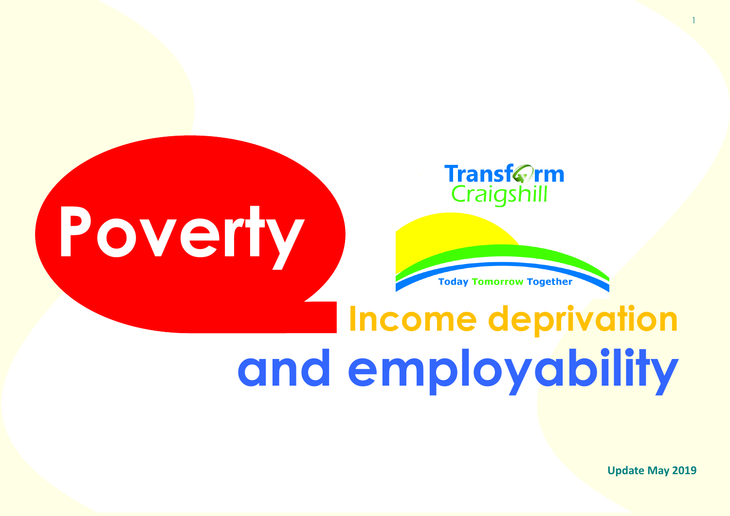# Poverty

Transform Craigshill

Today Tomorrow Together

## Income deprivation and employability

**Update May 2019**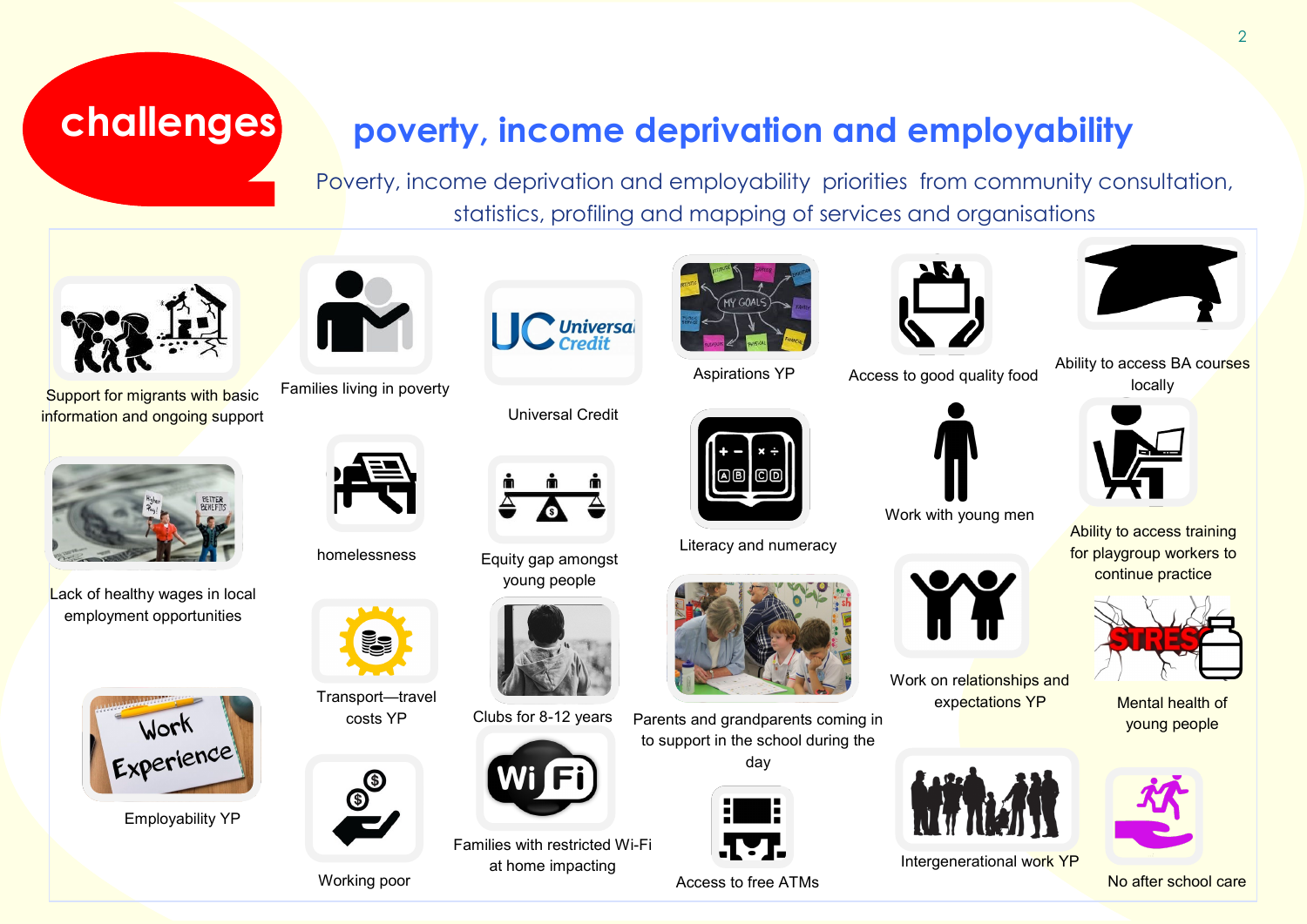# challenges

## poverty, income deprivation and employability

Poverty, income deprivation and employability priorities from community consultation, statistics, profiling and mapping of services and organisations

- Support for migrants with basic information and ongoing support
- Families living in poverty
- Universal Credit
- Aspirations YP
- Access to good quality food
- Ability to access BA courses locally
- Lack of healthy wages in local employment opportunities
- homelessness
- Equity gap amongst young people
- Literacy and numeracy
- Work with young men
- Ability to access training for playgroup workers to continue practice
- Transport—travel costs YP
- Clubs for 8-12 years
- Parents and grandparents coming in to support in the school during the day
- Work on relationships and expectations YP
- Mental health of young people
- Employability YP
- Working poor
- Families with restricted Wi-Fi at home impacting
- Access to free ATMs
- Intergenerational work YP
- No after school care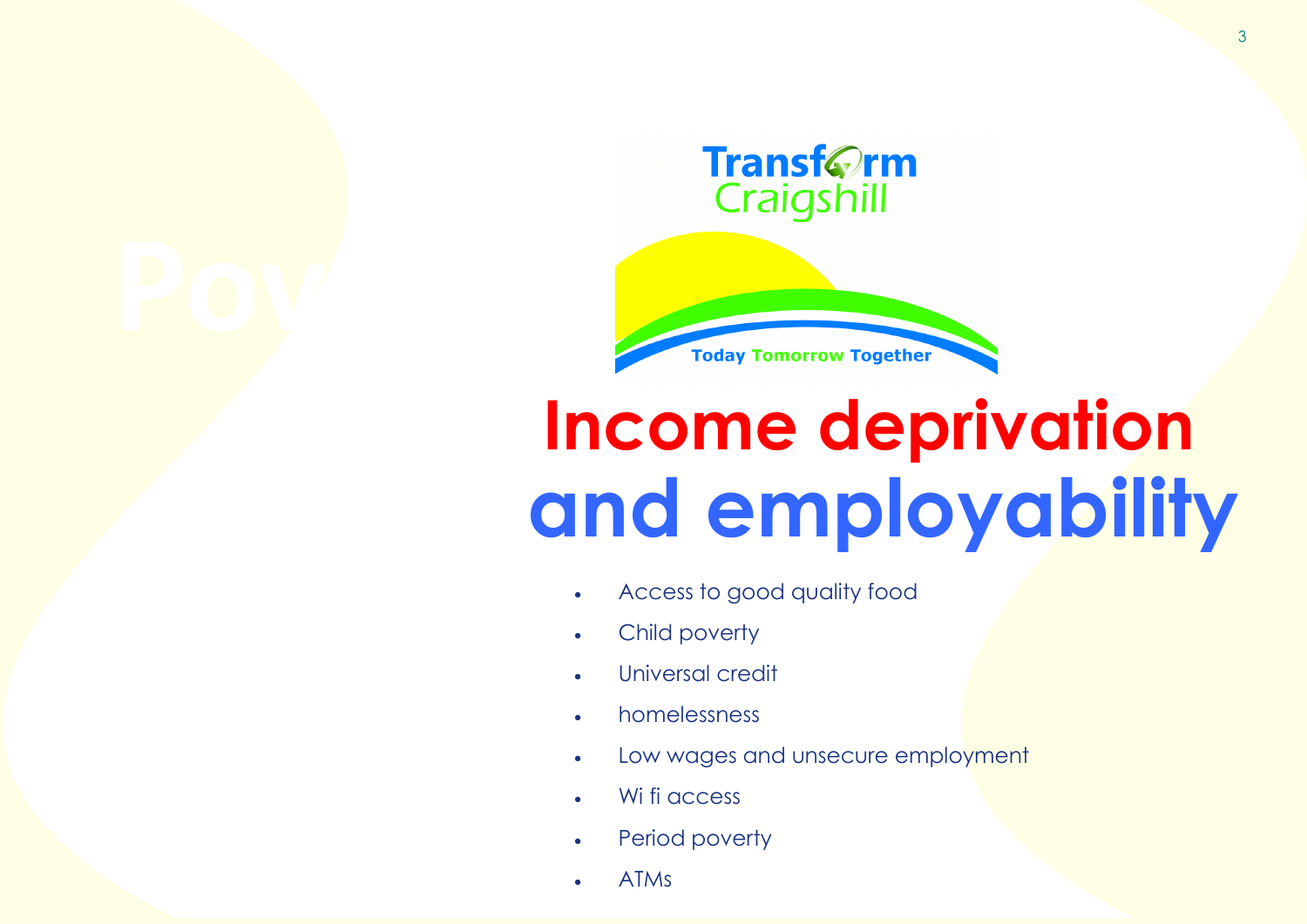# Income deprivation and employability

- Access to good quality food
- Child poverty
- Universal credit
- homelessness
- Low wages and unsecure employment
- Wi fi access
- Period poverty
- ATMs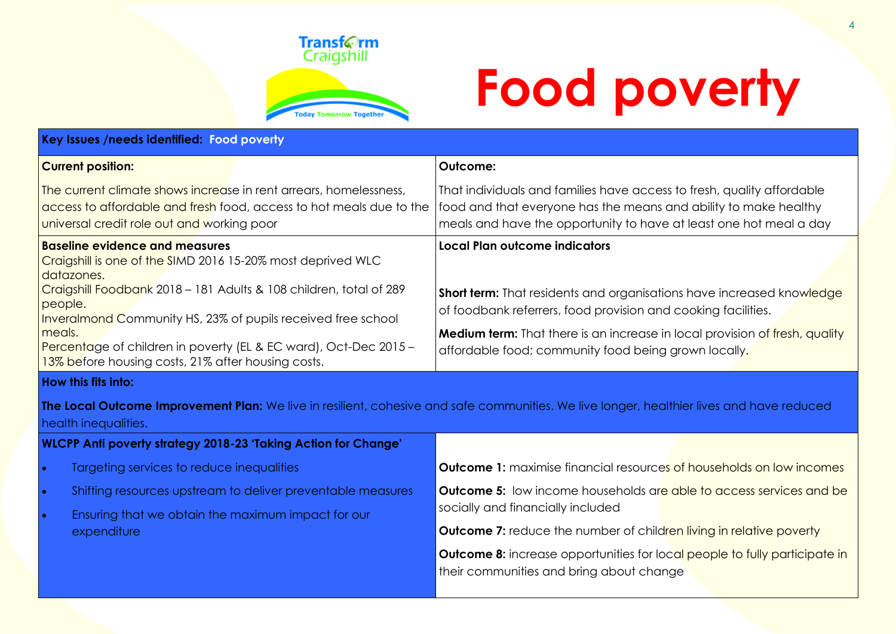Transform Craigshill

Today Tomorrow Together

# Food poverty

| **Key Issues /needs identified: Food poverty** | |
|---|---|
| **Current position:**<br><br>The current climate shows increase in rent arrears, homelessness, access to affordable and fresh food, access to hot meals due to the universal credit role out and working poor | **Outcome:**<br><br>That individuals and families have access to fresh, quality affordable food and that everyone has the means and ability to make healthy meals and have the opportunity to have at least one hot meal a day |
| **Baseline evidence and measures**<br>Craigshill is one of the SIMD 2016 15-20% most deprived WLC datazones.<br>Craigshill Foodbank 2018 – 181 Adults & 108 children, total of 289 people.<br>Inveralmond Community HS, 23% of pupils received free school meals.<br>Percentage of children in poverty (EL & EC ward), Oct-Dec 2015 – 13% before housing costs, 21% after housing costs. | **Local Plan outcome indicators**<br><br>**Short term:** That residents and organisations have increased knowledge of foodbank referrers, food provision and cooking facilities.<br><br>**Medium term:** That there is an increase in local provision of fresh, quality affordable food; community food being grown locally. |
| **How this fits into:**<br><br>**The Local Outcome Improvement Plan:** We live in resilient, cohesive and safe communities. We live longer, healthier lives and have reduced health inequalities. | |
| **WLCPP Anti poverty strategy 2018-23 'Taking Action for Change'**<br><br>• Targeting services to reduce inequalities<br>• Shifting resources upstream to deliver preventable measures<br>• Ensuring that we obtain the maximum impact for our expenditure | **Outcome 1:** maximise financial resources of households on low incomes<br><br>**Outcome 5:** low income households are able to access services and be socially and financially included<br><br>**Outcome 7:** reduce the number of children living in relative poverty<br><br>**Outcome 8:** increase opportunities for local people to fully participate in their communities and bring about change |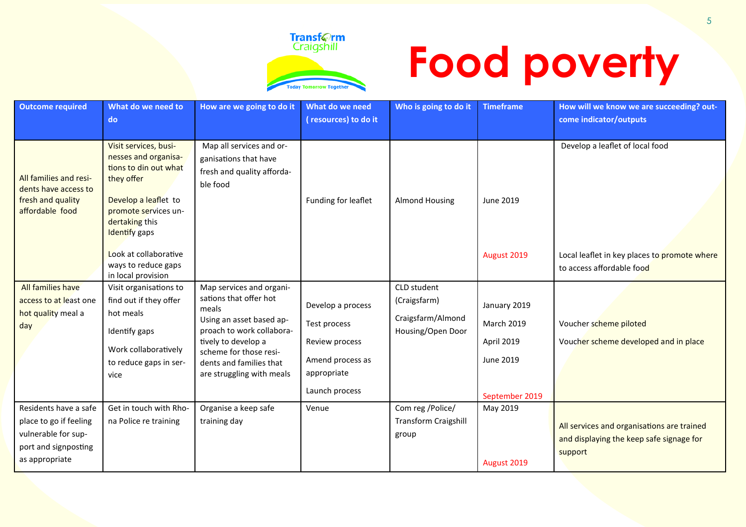# Food poverty

| Outcome required | What do we need to do | How are we going to do it | What do we need ( resources) to do it | Who is going to do it | Timeframe | How will we know we are succeeding? outcome indicator/outputs |
|---|---|---|---|---|---|---|
| All families and residents have access to fresh and quality affordable food | Visit services, businesses and organisations to din out what they offer<br><br>Develop a leaflet to promote services undertaking this Identify gaps<br><br>Look at collaborative ways to reduce gaps in local provision | Map all services and organisations that have fresh and quality affordable food | Funding for leaflet | Almond Housing | June 2019<br><br>August 2019 | Develop a leaflet of local food<br><br>Local leaflet in key places to promote where to access affordable food |
| All families have access to at least one hot quality meal a day | Visit organisations to find out if they offer hot meals<br><br>Identify gaps<br><br>Work collaboratively to reduce gaps in service | Map services and organisations that offer hot meals<br>Using an asset based approach to work collaboratively to develop a scheme for those residents and families that are struggling with meals | Develop a process<br><br>Test process<br><br>Review process<br><br>Amend process as appropriate<br><br>Launch process | CLD student (Craigsfarm)<br><br>Craigsfarm/Almond Housing/Open Door | January 2019<br><br>March 2019<br><br>April 2019<br><br>June 2019<br><br>September 2019 | Voucher scheme piloted<br><br>Voucher scheme developed and in place |
| Residents have a safe place to go if feeling vulnerable for support and signposting as appropriate | Get in touch with Rhona Police re training | Organise a keep safe training day | Venue | Com reg /Police/ Transform Craigshill group | May 2019<br><br>August 2019 | All services and organisations are trained and displaying the keep safe signage for support |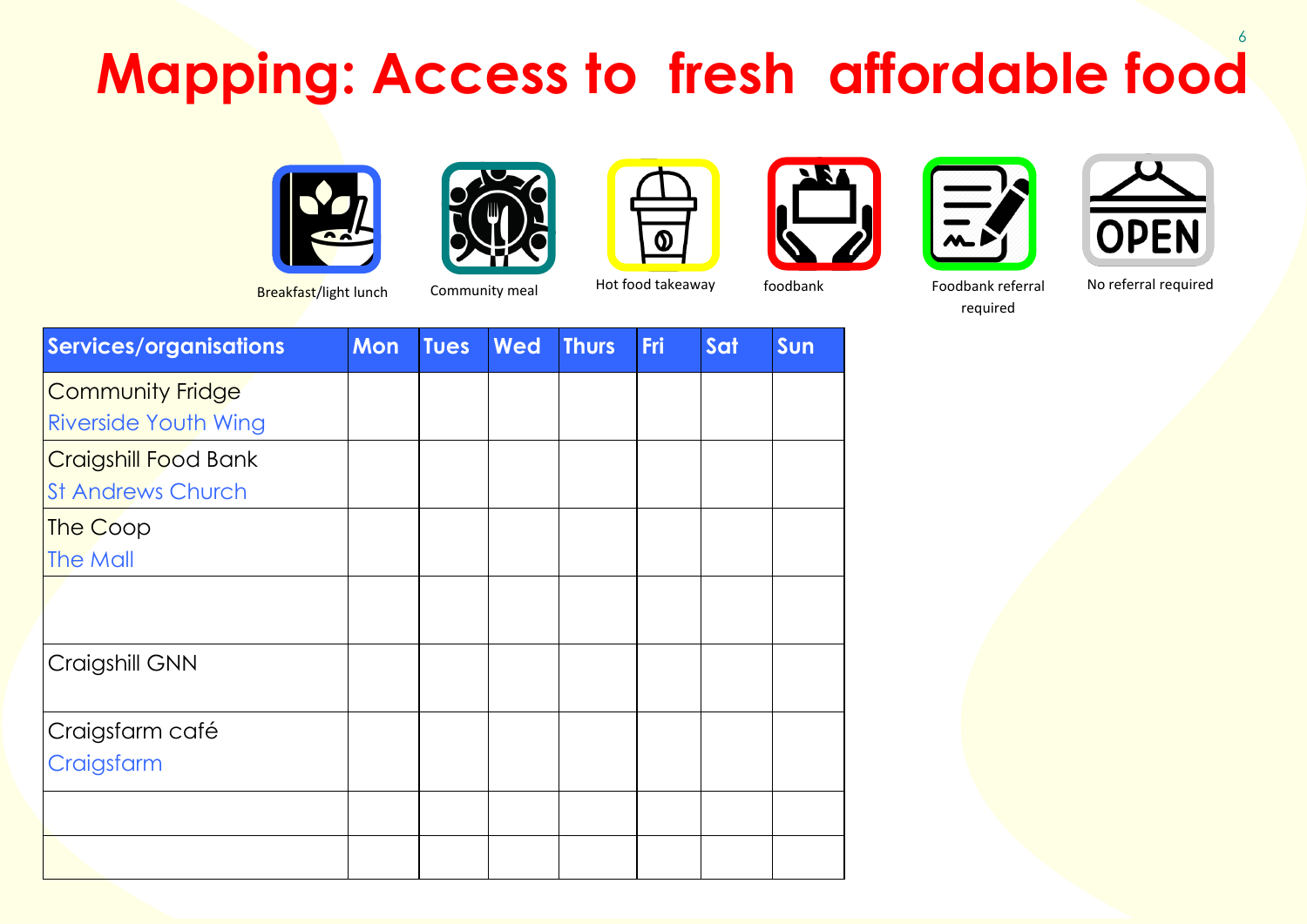# Mapping: Access to fresh affordable food

Breakfast/light lunch | Community meal | Hot food takeaway | foodbank | Foodbank referral required | No referral required

| Services/organisations | Mon | Tues | Wed | Thurs | Fri | Sat | Sun |
|---|---|---|---|---|---|---|---|
| Community Fridge<br>Riverside Youth Wing | | | | | | | |
| Craigshill Food Bank<br>St Andrews Church | | | | | | | |
| The Coop<br>The Mall | | | | | | | |
| | | | | | | | |
| Craigshill GNN | | | | | | | |
| Craigsfarm café<br>Craigsfarm | | | | | | | |
| | | | | | | | |
| | | | | | | | |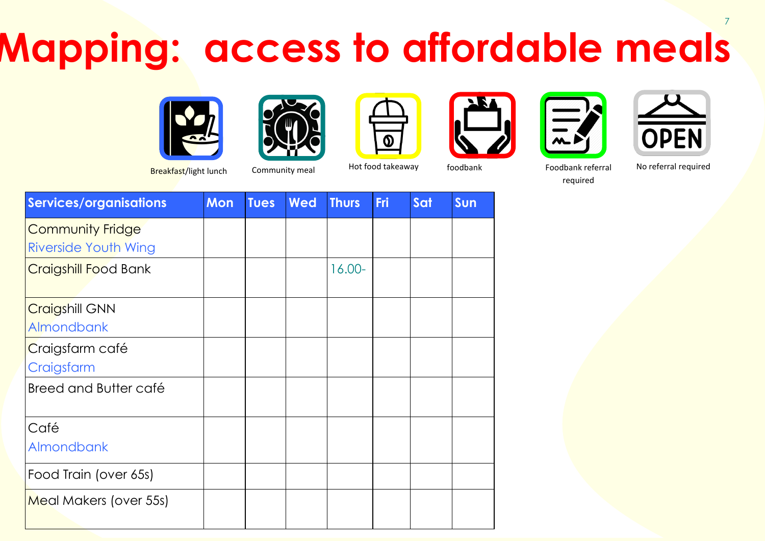# Mapping: access to affordable meals

Breakfast/light lunch

Community meal

Hot food takeaway

foodbank

Foodbank referral required

No referral required

| Services/organisations | Mon | Tues | Wed | Thurs | Fri | Sat | Sun |
|---|---|---|---|---|---|---|---|
| Community Fridge<br>Riverside Youth Wing | | | | | | | |
| Craigshill Food Bank | | | | 16.00- | | | |
| Craigshill GNN<br>Almondbank | | | | | | | |
| Craigsfarm café<br>Craigsfarm | | | | | | | |
| Breed and Butter café | | | | | | | |
| Café<br>Almondbank | | | | | | | |
| Food Train (over 65s) | | | | | | | |
| Meal Makers (over 55s) | | | | | | | |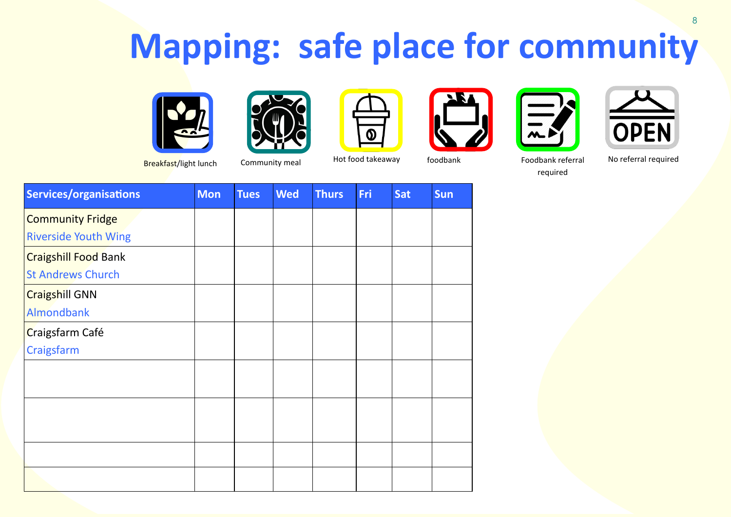# Mapping: safe place for community

Breakfast/light lunch | Community meal | Hot food takeaway | foodbank | Foodbank referral required | No referral required

| Services/organisations | Mon | Tues | Wed | Thurs | Fri | Sat | Sun |
|---|---|---|---|---|---|---|---|
| Community Fridge<br>Riverside Youth Wing | | | | | | | |
| Craigshill Food Bank<br>St Andrews Church | | | | | | | |
| Craigshill GNN<br>Almondbank | | | | | | | |
| Craigsfarm Café<br>Craigsfarm | | | | | | | |
| | | | | | | | |
| | | | | | | | |
| | | | | | | | |
| | | | | | | | |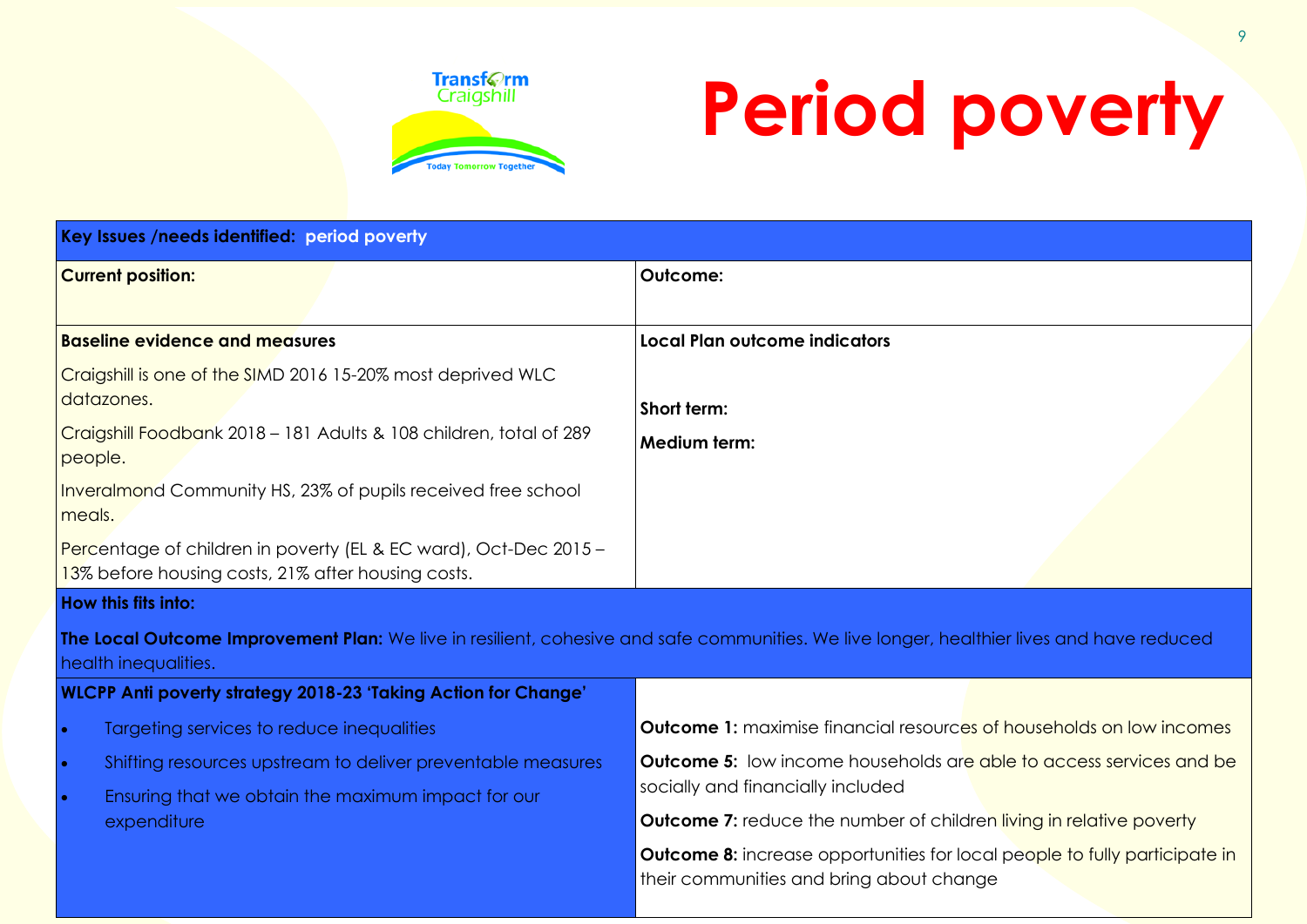Transform Craigshill

Today Tomorrow Together

# Period poverty

| Key Issues /needs identified: period poverty | |
|---|---|
| **Current position:** | **Outcome:** |
| **Baseline evidence and measures**<br>Craigshill is one of the SIMD 2016 15-20% most deprived WLC datazones.<br>Craigshill Foodbank 2018 – 181 Adults & 108 children, total of 289 people.<br>Inveralmond Community HS, 23% of pupils received free school meals.<br>Percentage of children in poverty (EL & EC ward), Oct-Dec 2015 – 13% before housing costs, 21% after housing costs. | **Local Plan outcome indicators**<br>**Short term:**<br>**Medium term:** |
| **How this fits into:**<br>**The Local Outcome Improvement Plan:** We live in resilient, cohesive and safe communities. We live longer, healthier lives and have reduced health inequalities. | |
| **WLCPP Anti poverty strategy 2018-23 'Taking Action for Change'**<br>• Targeting services to reduce inequalities<br>• Shifting resources upstream to deliver preventable measures<br>• Ensuring that we obtain the maximum impact for our expenditure | **Outcome 1:** maximise financial resources of households on low incomes<br>**Outcome 5:** low income households are able to access services and be socially and financially included<br>**Outcome 7:** reduce the number of children living in relative poverty<br>**Outcome 8:** increase opportunities for local people to fully participate in their communities and bring about change |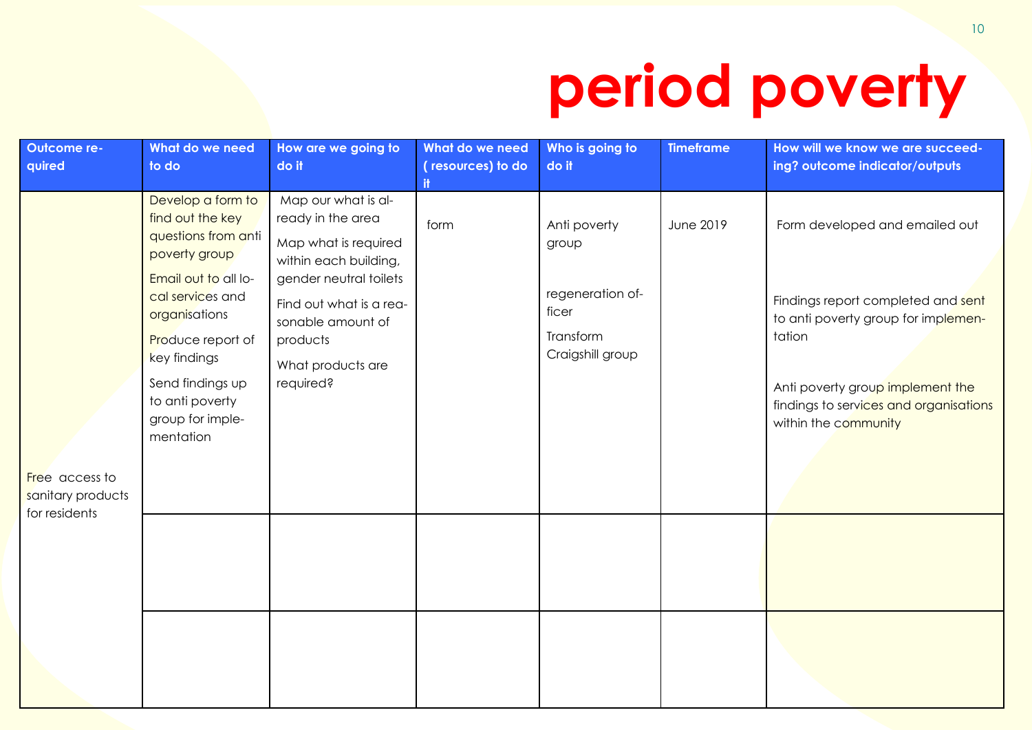# period poverty

| Outcome required | What do we need to do | How are we going to do it | What do we need ( resources) to do it | Who is going to do it | Timeframe | How will we know we are succeeding? outcome indicator/outputs |
|---|---|---|---|---|---|---|
| Free access to sanitary products for residents | Develop a form to find out the key questions from anti poverty group<br>Email out to all local services and organisations<br>Produce report of key findings<br>Send findings up to anti poverty group for implementation | Map our what is already in the area<br>Map what is required within each building, gender neutral toilets<br>Find out what is a reasonable amount of products<br>What products are required? | form | Anti poverty group<br>regeneration officer<br>Transform Craigshill group | June 2019 | Form developed and emailed out<br>Findings report completed and sent to anti poverty group for implementation<br>Anti poverty group implement the findings to services and organisations within the community |
| | | | | | | |
| | | | | | | |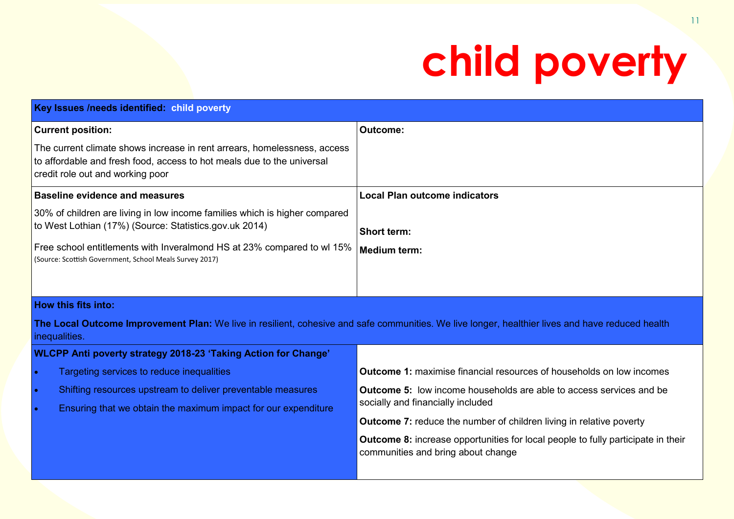# child poverty

| Key Issues /needs identified: child poverty | |
|---|---|
| **Current position:**<br><br>The current climate shows increase in rent arrears, homelessness, access to affordable and fresh food, access to hot meals due to the universal credit role out and working poor | **Outcome:** |
| **Baseline evidence and measures**<br><br>30% of children are living in low income families which is higher compared to West Lothian (17%) (Source: Statistics.gov.uk 2014)<br><br>Free school entitlements with Inveralmond HS at 23% compared to wl 15% (Source: Scottish Government, School Meals Survey 2017) | **Local Plan outcome indicators**<br><br>**Short term:**<br><br>**Medium term:** |
| **How this fits into:**<br><br>**The Local Outcome Improvement Plan:** We live in resilient, cohesive and safe communities. We live longer, healthier lives and have reduced health inequalities. | |
| **WLCPP Anti poverty strategy 2018-23 'Taking Action for Change'**<br><br>• Targeting services to reduce inequalities<br>• Shifting resources upstream to deliver preventable measures<br>• Ensuring that we obtain the maximum impact for our expenditure | **Outcome 1:** maximise financial resources of households on low incomes<br><br>**Outcome 5:** low income households are able to access services and be socially and financially included<br><br>**Outcome 7:** reduce the number of children living in relative poverty<br><br>**Outcome 8:** increase opportunities for local people to fully participate in their communities and bring about change |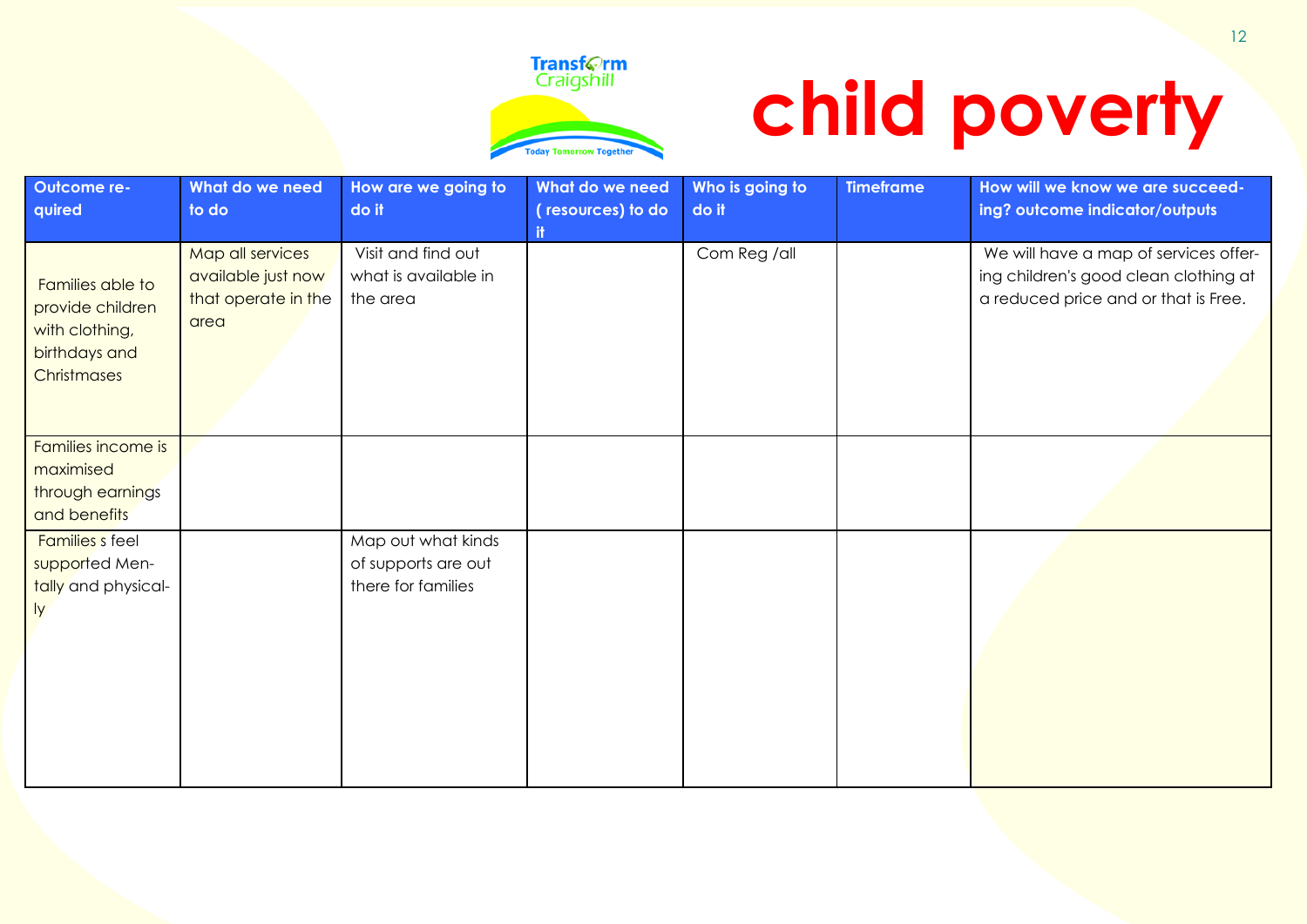Transform Craigshill

Today Tomorrow Together

# child poverty

| Outcome required | What do we need to do | How are we going to do it | What do we need ( resources) to do it | Who is going to do it | Timeframe | How will we know we are succeeding? outcome indicator/outputs |
|---|---|---|---|---|---|---|
| Families able to provide children with clothing, birthdays and Christmases | Map all services available just now that operate in the area | Visit and find out what is available in the area | | Com Reg /all | | We will have a map of services offering children's good clean clothing at a reduced price and or that is Free. |
| Families income is maximised through earnings and benefits | | | | | | |
| Families s feel supported Mentally and physically | | Map out what kinds of supports are out there for families | | | | |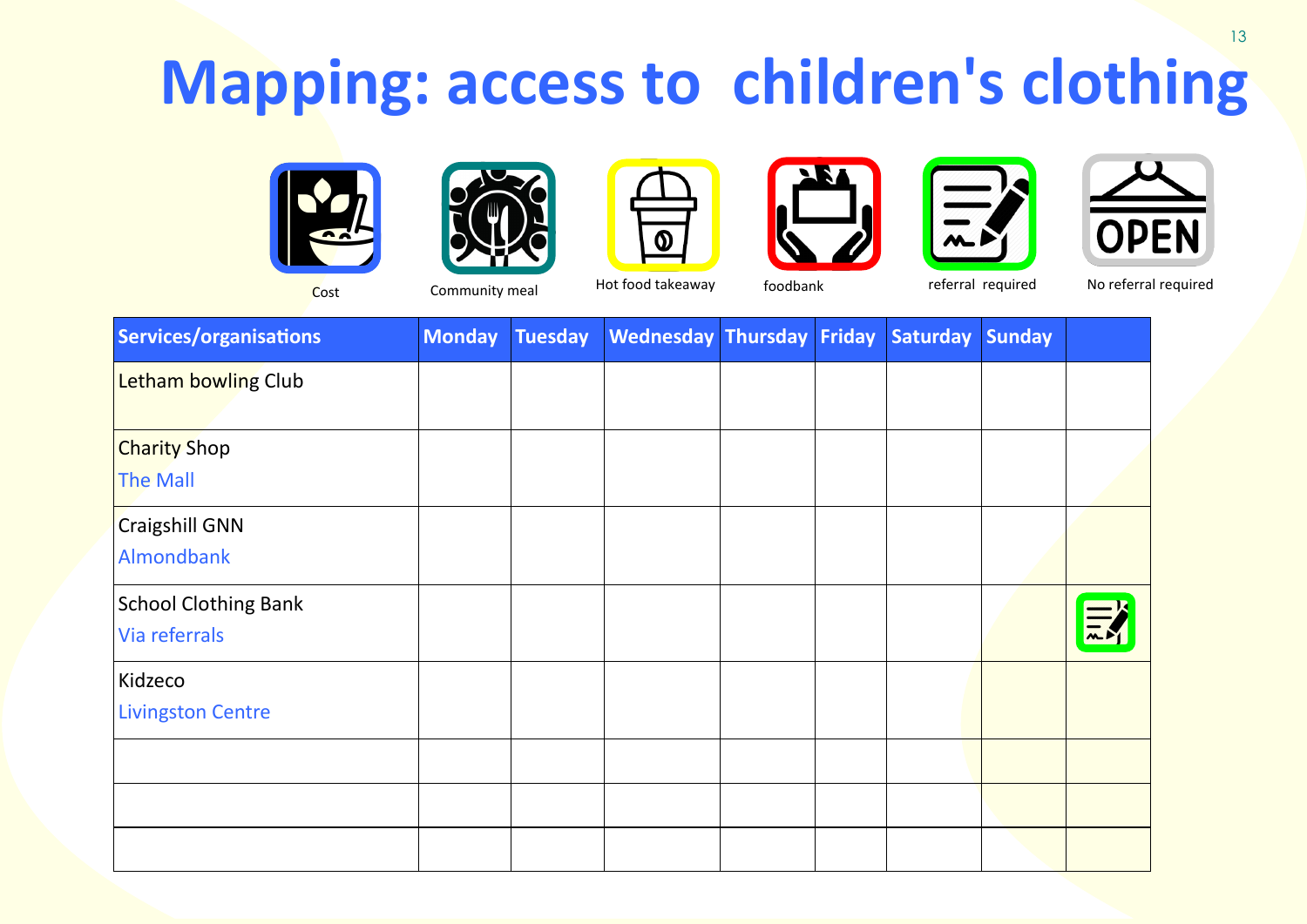# Mapping: access to children's clothing

Cost | Community meal | Hot food takeaway | foodbank | referral required | No referral required

| Services/organisations | Monday | Tuesday | Wednesday | Thursday | Friday | Saturday | Sunday | |
|---|---|---|---|---|---|---|---|---|
| Letham bowling Club | | | | | | | | |
| Charity Shop<br>The Mall | | | | | | | | |
| Craigshill GNN<br>Almondbank | | | | | | | | |
| School Clothing Bank<br>Via referrals | | | | | | | | referral required |
| Kidzeco<br>Livingston Centre | | | | | | | | |
| | | | | | | | | |
| | | | | | | | | |
| | | | | | | | | |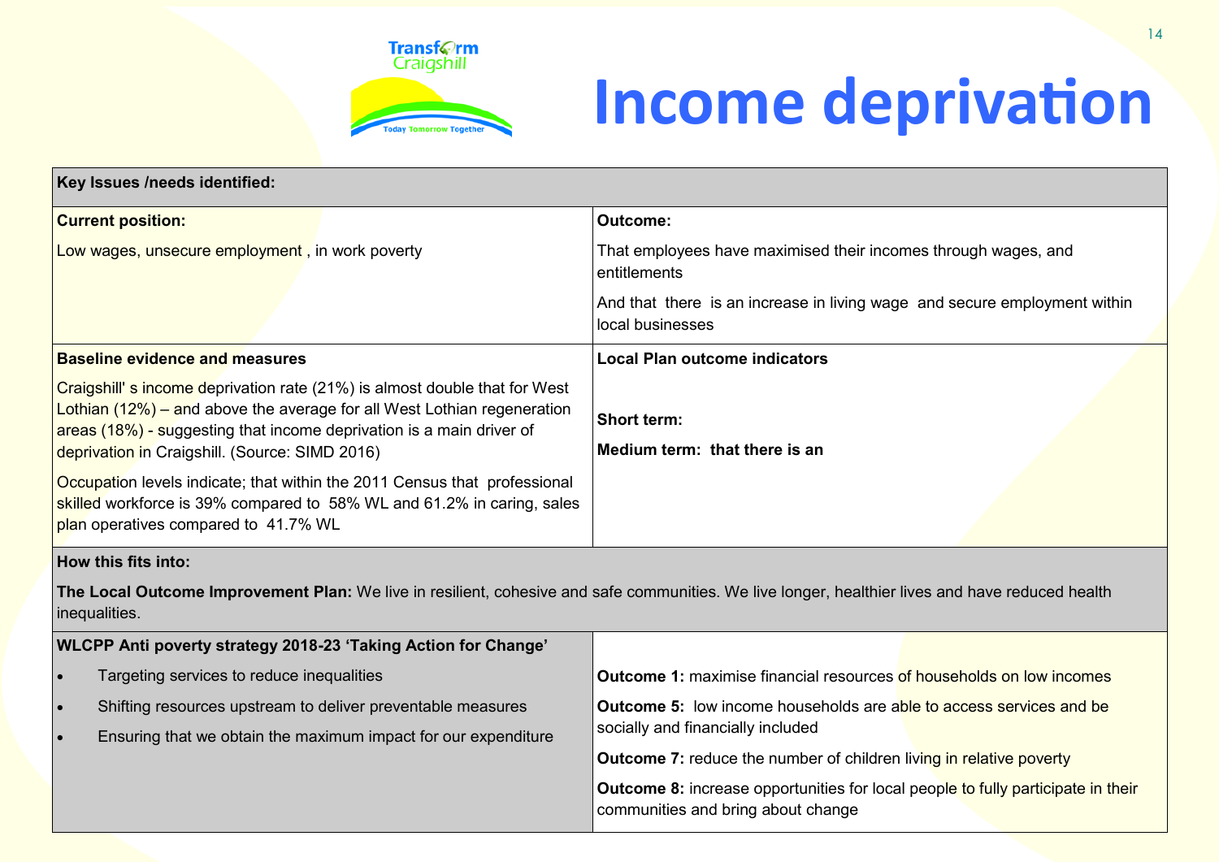# Income deprivation

| Key Issues /needs identified: | |
|---|---|
| **Current position:**<br><br>Low wages, unsecure employment , in work poverty | **Outcome:**<br><br>That employees have maximised their incomes through wages, and entitlements<br><br>And that there is an increase in living wage and secure employment within local businesses |
| **Baseline evidence and measures**<br><br>Craigshill' s income deprivation rate (21%) is almost double that for West Lothian (12%) – and above the average for all West Lothian regeneration areas (18%) - suggesting that income deprivation is a main driver of deprivation in Craigshill. (Source: SIMD 2016)<br><br>Occupation levels indicate; that within the 2011 Census that professional skilled workforce is 39% compared to 58% WL and 61.2% in caring, sales plan operatives compared to 41.7% WL | **Local Plan outcome indicators**<br><br>**Short term:**<br><br>**Medium term: that there is an** |
| **How this fits into:**<br><br>**The Local Outcome Improvement Plan:** We live in resilient, cohesive and safe communities. We live longer, healthier lives and have reduced health inequalities. | |
| **WLCPP Anti poverty strategy 2018-23 'Taking Action for Change'**<br><br>• Targeting services to reduce inequalities<br>• Shifting resources upstream to deliver preventable measures<br>• Ensuring that we obtain the maximum impact for our expenditure | **Outcome 1:** maximise financial resources of households on low incomes<br><br>**Outcome 5:** low income households are able to access services and be socially and financially included<br><br>**Outcome 7:** reduce the number of children living in relative poverty<br><br>**Outcome 8:** increase opportunities for local people to fully participate in their communities and bring about change |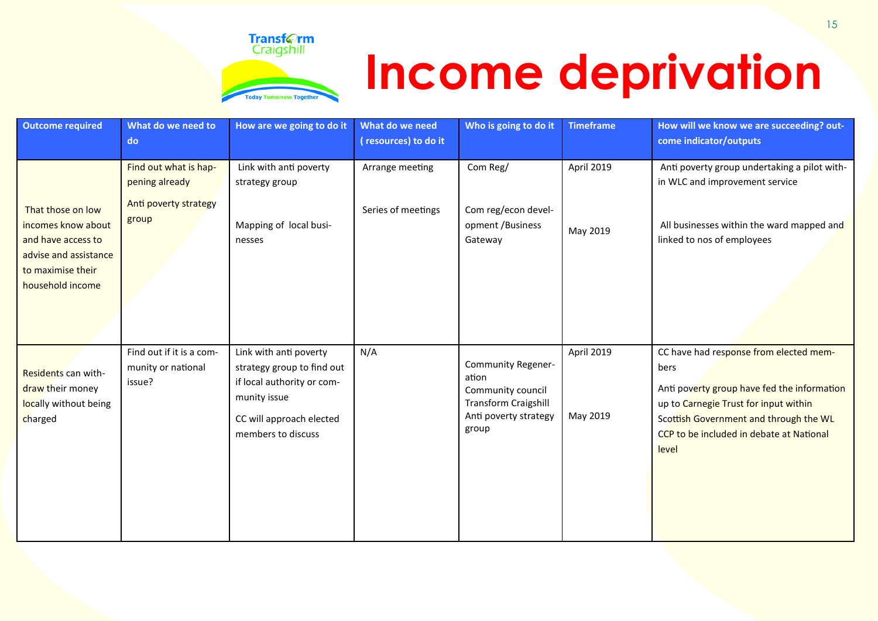# Income deprivation

| Outcome required | What do we need to do | How are we going to do it | What do we need ( resources) to do it | Who is going to do it | Timeframe | How will we know we are succeeding? outcome indicator/outputs |
|---|---|---|---|---|---|---|
| That those on low incomes know about and have access to advise and assistance to maximise their household income | Find out what is happening already<br><br>Anti poverty strategy group | Link with anti poverty strategy group<br><br>Mapping of local businesses | Arrange meeting<br><br>Series of meetings | Com Reg/<br><br>Com reg/econ development /Business Gateway | April 2019<br><br>May 2019 | Anti poverty group undertaking a pilot within WLC and improvement service<br><br>All businesses within the ward mapped and linked to nos of employees |
| Residents can withdraw their money locally without being charged | Find out if it is a community or national issue? | Link with anti poverty strategy group to find out if local authority or community issue<br><br>CC will approach elected members to discuss | N/A | Community Regeneration<br>Community council<br>Transform Craigshill<br>Anti poverty strategy group | April 2019<br><br>May 2019 | CC have had response from elected members<br><br>Anti poverty group have fed the information up to Carnegie Trust for input within Scottish Government and through the WL CCP to be included in debate at National level |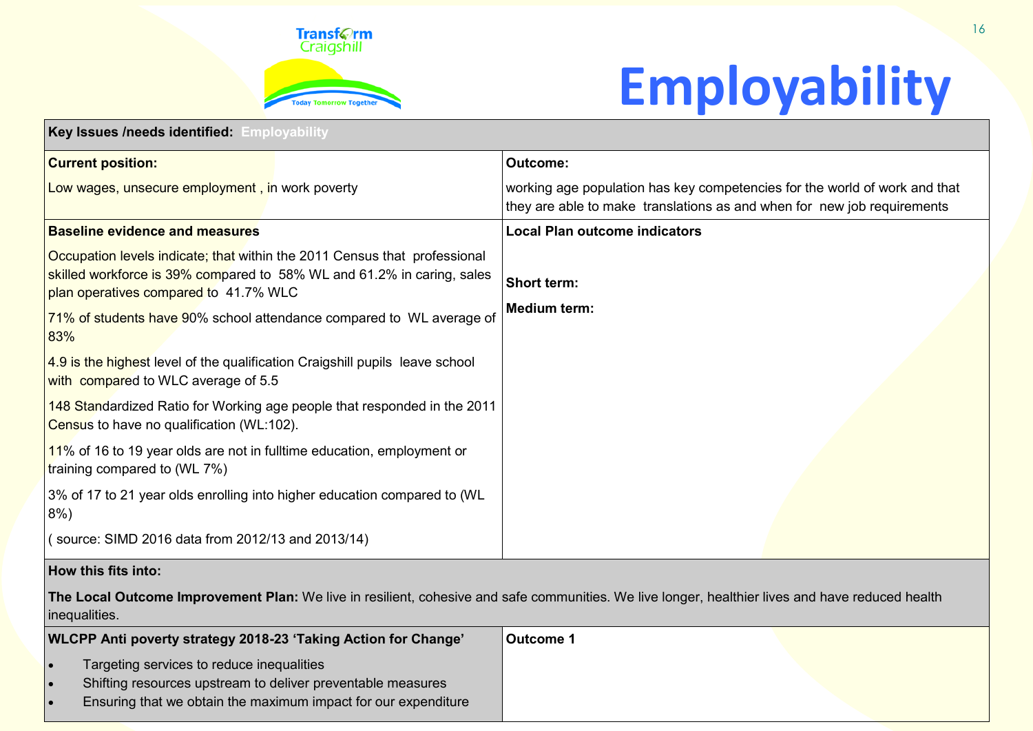# Employability

| **Key Issues /needs identified:** Employability | |
|---|---|
| **Current position:**<br><br>Low wages, unsecure employment , in work poverty | **Outcome:**<br><br>working age population has key competencies for the world of work and that they are able to make translations as and when for new job requirements |
| **Baseline evidence and measures**<br><br>Occupation levels indicate; that within the 2011 Census that professional skilled workforce is 39% compared to 58% WL and 61.2% in caring, sales plan operatives compared to 41.7% WLC<br><br>71% of students have 90% school attendance compared to WL average of 83%<br><br>4.9 is the highest level of the qualification Craigshill pupils leave school with compared to WLC average of 5.5<br><br>148 Standardized Ratio for Working age people that responded in the 2011 Census to have no qualification (WL:102).<br><br>11% of 16 to 19 year olds are not in fulltime education, employment or training compared to (WL 7%)<br><br>3% of 17 to 21 year olds enrolling into higher education compared to (WL 8%)<br><br>( source: SIMD 2016 data from 2012/13 and 2013/14) | **Local Plan outcome indicators**<br><br>**Short term:**<br><br>**Medium term:** |
| **How this fits into:**<br><br>**The Local Outcome Improvement Plan:** We live in resilient, cohesive and safe communities. We live longer, healthier lives and have reduced health inequalities. | |
| **WLCPP Anti poverty strategy 2018-23 'Taking Action for Change'**<br><br>• Targeting services to reduce inequalities<br>• Shifting resources upstream to deliver preventable measures<br>• Ensuring that we obtain the maximum impact for our expenditure | **Outcome 1** |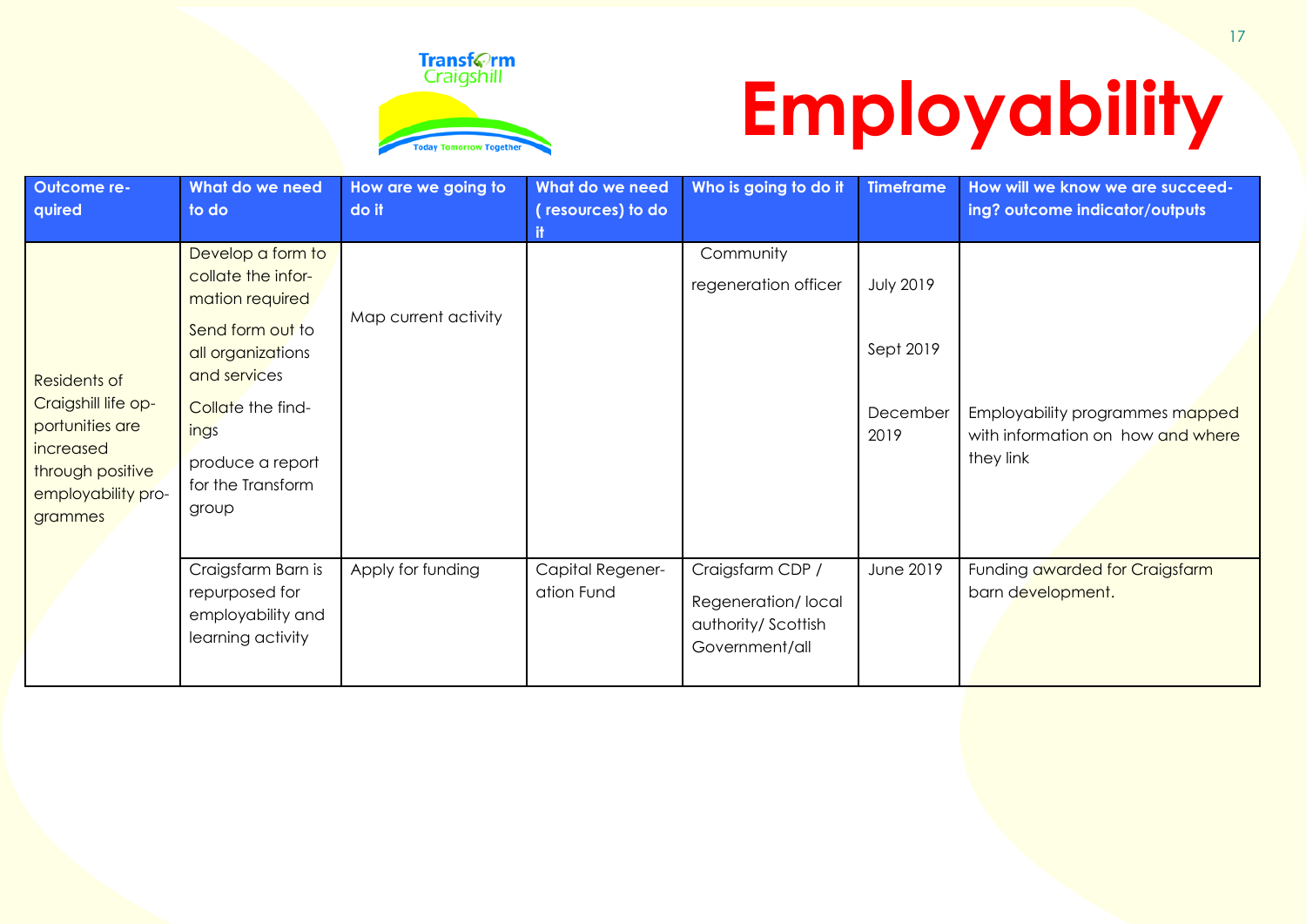# Employability

| Outcome required | What do we need to do | How are we going to do it | What do we need ( resources) to do it | Who is going to do it | Timeframe | How will we know we are succeeding? outcome indicator/outputs |
|---|---|---|---|---|---|---|
| Residents of Craigshill life opportunities are increased through positive employability programmes | Develop a form to collate the information required<br><br>Send form out to all organizations and services<br><br>Collate the findings<br><br>produce a report for the Transform group | Map current activity | | Community regeneration officer | July 2019<br><br>Sept 2019<br><br>December 2019 | Employability programmes mapped with information on how and where they link |
| | Craigsfarm Barn is repurposed for employability and learning activity | Apply for funding | Capital Regeneration Fund | Craigsfarm CDP / Regeneration/ local authority/ Scottish Government/all | June 2019 | Funding awarded for Craigsfarm barn development. |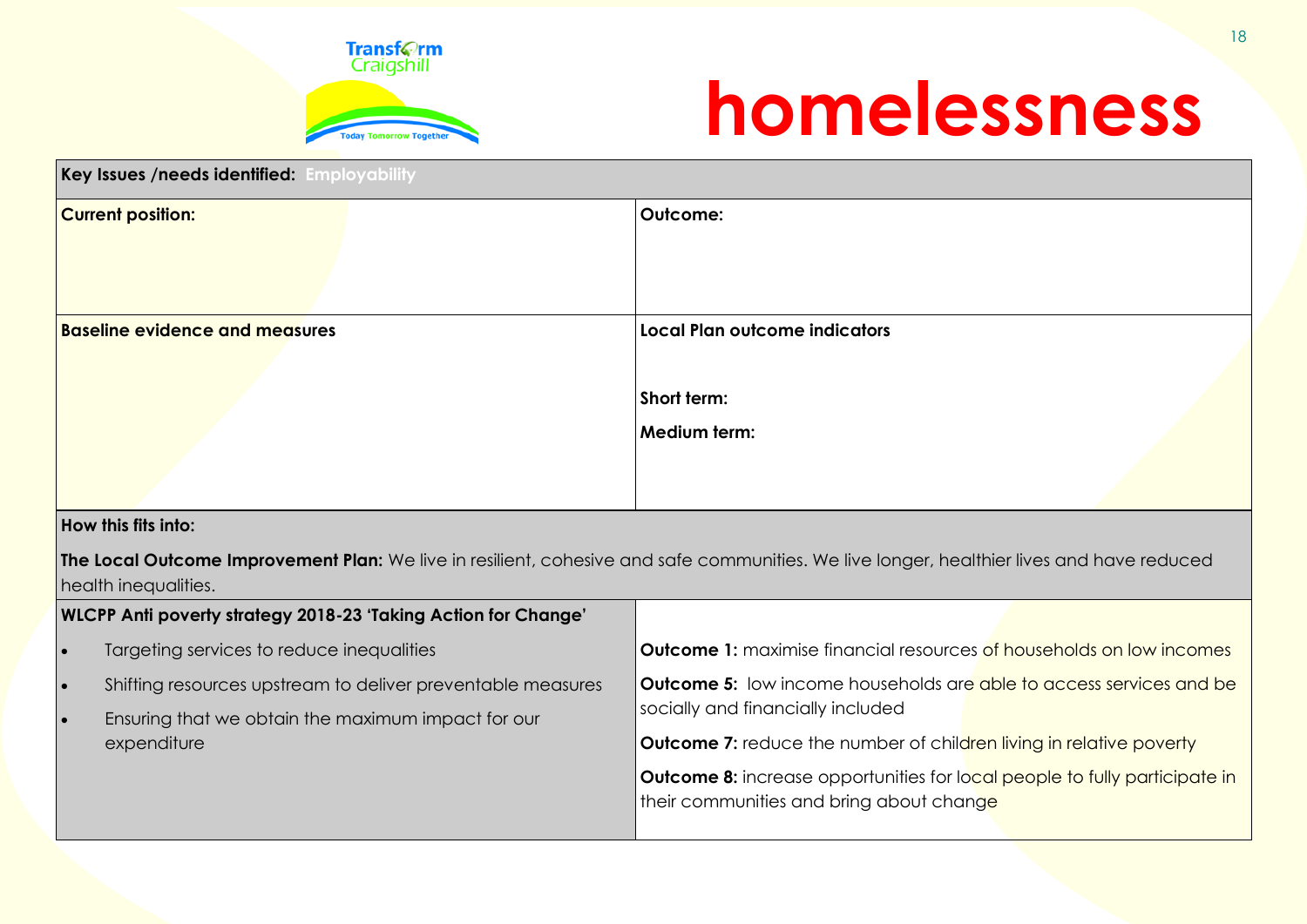Transform Craigshill

Today Tomorrow Together

# homelessness

| **Key Issues /needs identified:** Employability | |
|---|---|
| **Current position:** | **Outcome:** |
| **Baseline evidence and measures** | **Local Plan outcome indicators**<br><br>**Short term:**<br><br>**Medium term:** |
| **How this fits into:**<br><br>**The Local Outcome Improvement Plan:** We live in resilient, cohesive and safe communities. We live longer, healthier lives and have reduced health inequalities. | |
| **WLCPP Anti poverty strategy 2018-23 'Taking Action for Change'**<br><br>• Targeting services to reduce inequalities<br>• Shifting resources upstream to deliver preventable measures<br>• Ensuring that we obtain the maximum impact for our expenditure | **Outcome 1:** maximise financial resources of households on low incomes<br><br>**Outcome 5:** low income households are able to access services and be socially and financially included<br><br>**Outcome 7:** reduce the number of children living in relative poverty<br><br>**Outcome 8:** increase opportunities for local people to fully participate in their communities and bring about change |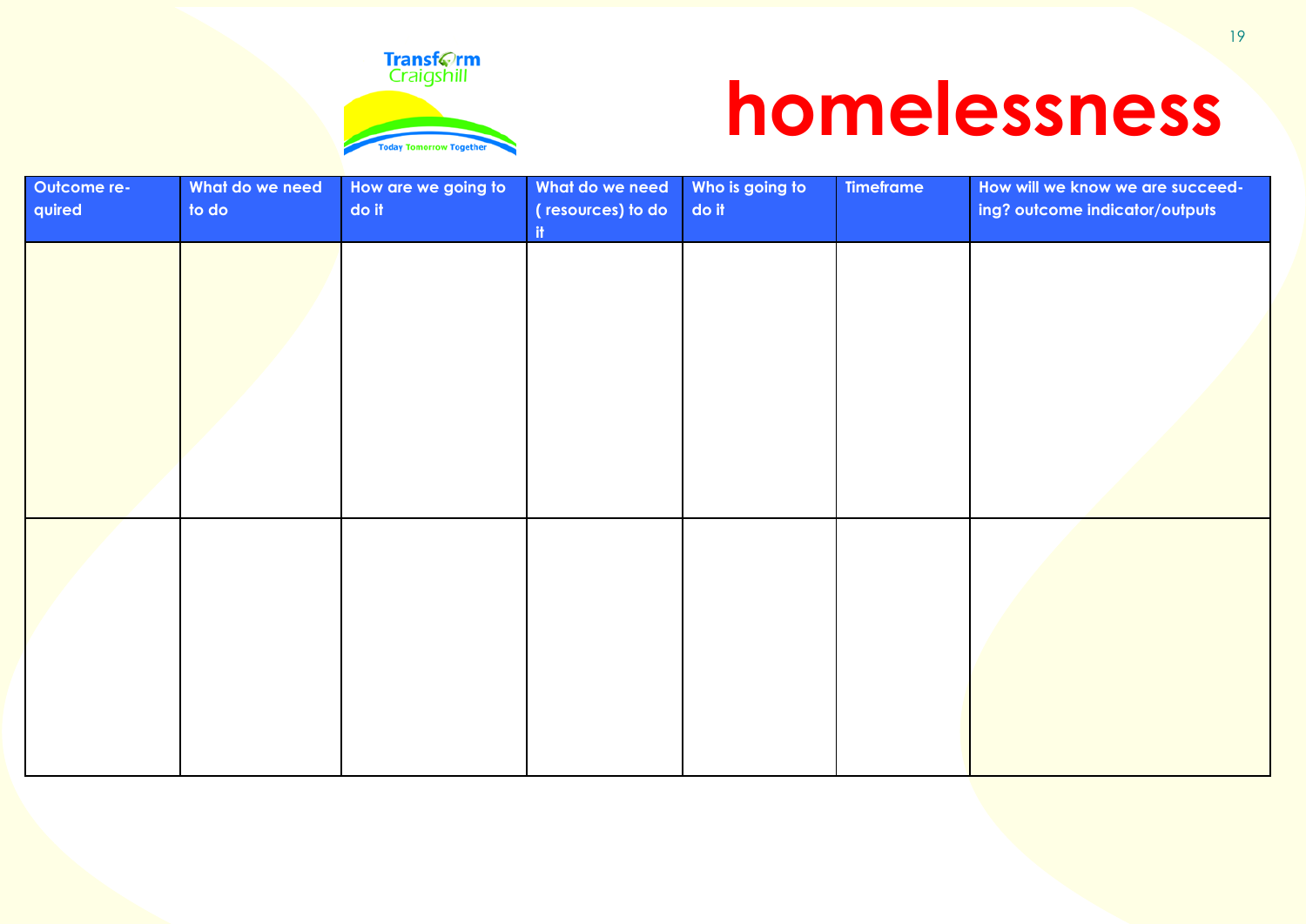Transform Craigshill

Today Tomorrow Together

# homelessness

| Outcome required | What do we need to do | How are we going to do it | What do we need ( resources) to do it | Who is going to do it | Timeframe | How will we know we are succeeding? outcome indicator/outputs |
|---|---|---|---|---|---|---|
| | | | | | | |
| | | | | | | |